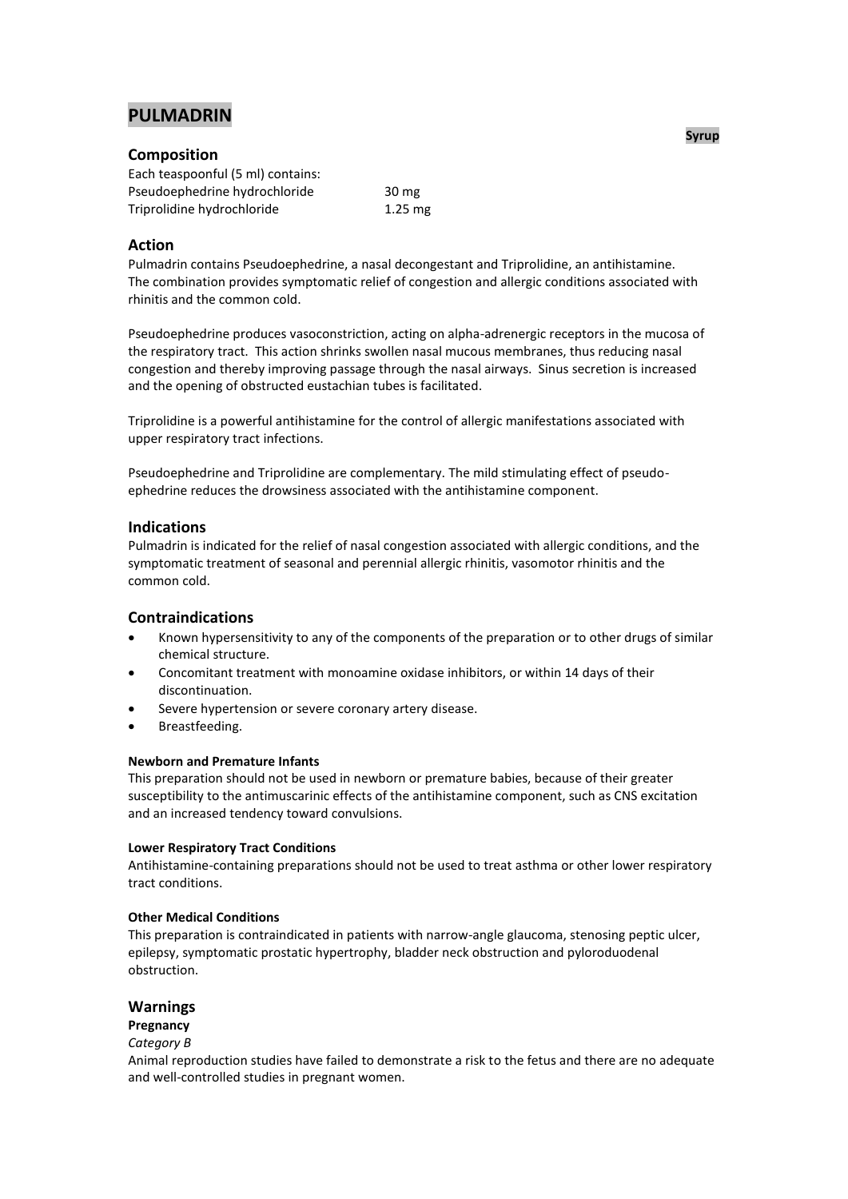# PULMADRIN

**Syrup**

## Composition

Each teaspoonful (5 ml) contains:

| | |
|---|---|
| Pseudoephedrine hydrochloride | 30 mg |
| Triprolidine hydrochloride | 1.25 mg |

## Action

Pulmadrin contains Pseudoephedrine, a nasal decongestant and Triprolidine, an antihistamine. The combination provides symptomatic relief of congestion and allergic conditions associated with rhinitis and the common cold.

Pseudoephedrine produces vasoconstriction, acting on alpha-adrenergic receptors in the mucosa of the respiratory tract. This action shrinks swollen nasal mucous membranes, thus reducing nasal congestion and thereby improving passage through the nasal airways. Sinus secretion is increased and the opening of obstructed eustachian tubes is facilitated.

Triprolidine is a powerful antihistamine for the control of allergic manifestations associated with upper respiratory tract infections.

Pseudoephedrine and Triprolidine are complementary. The mild stimulating effect of pseudo-ephedrine reduces the drowsiness associated with the antihistamine component.

## Indications

Pulmadrin is indicated for the relief of nasal congestion associated with allergic conditions, and the symptomatic treatment of seasonal and perennial allergic rhinitis, vasomotor rhinitis and the common cold.

## Contraindications

- Known hypersensitivity to any of the components of the preparation or to other drugs of similar chemical structure.
- Concomitant treatment with monoamine oxidase inhibitors, or within 14 days of their discontinuation.
- Severe hypertension or severe coronary artery disease.
- Breastfeeding.

#### Newborn and Premature Infants

This preparation should not be used in newborn or premature babies, because of their greater susceptibility to the antimuscarinic effects of the antihistamine component, such as CNS excitation and an increased tendency toward convulsions.

#### Lower Respiratory Tract Conditions

Antihistamine-containing preparations should not be used to treat asthma or other lower respiratory tract conditions.

#### Other Medical Conditions

This preparation is contraindicated in patients with narrow-angle glaucoma, stenosing peptic ulcer, epilepsy, symptomatic prostatic hypertrophy, bladder neck obstruction and pyloroduodenal obstruction.

## Warnings

#### Pregnancy

*Category B*

Animal reproduction studies have failed to demonstrate a risk to the fetus and there are no adequate and well-controlled studies in pregnant women.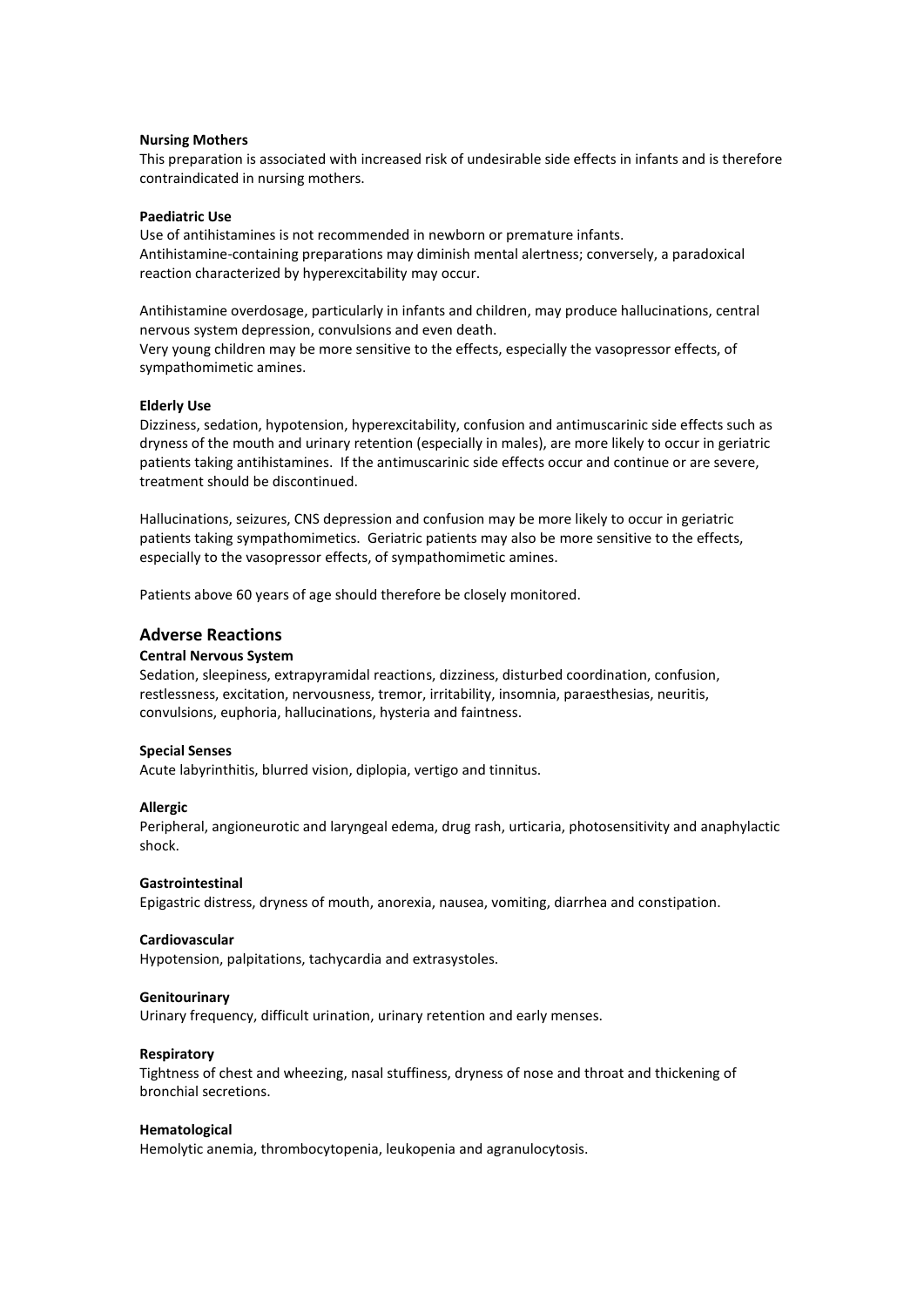### Nursing Mothers

This preparation is associated with increased risk of undesirable side effects in infants and is therefore contraindicated in nursing mothers.

### Paediatric Use

Use of antihistamines is not recommended in newborn or premature infants.
Antihistamine-containing preparations may diminish mental alertness; conversely, a paradoxical reaction characterized by hyperexcitability may occur.

Antihistamine overdosage, particularly in infants and children, may produce hallucinations, central nervous system depression, convulsions and even death.
Very young children may be more sensitive to the effects, especially the vasopressor effects, of sympathomimetic amines.

### Elderly Use

Dizziness, sedation, hypotension, hyperexcitability, confusion and antimuscarinic side effects such as dryness of the mouth and urinary retention (especially in males), are more likely to occur in geriatric patients taking antihistamines. If the antimuscarinic side effects occur and continue or are severe, treatment should be discontinued.

Hallucinations, seizures, CNS depression and confusion may be more likely to occur in geriatric patients taking sympathomimetics. Geriatric patients may also be more sensitive to the effects, especially to the vasopressor effects, of sympathomimetic amines.

Patients above 60 years of age should therefore be closely monitored.

## Adverse Reactions

### Central Nervous System

Sedation, sleepiness, extrapyramidal reactions, dizziness, disturbed coordination, confusion, restlessness, excitation, nervousness, tremor, irritability, insomnia, paraesthesias, neuritis, convulsions, euphoria, hallucinations, hysteria and faintness.

### Special Senses

Acute labyrinthitis, blurred vision, diplopia, vertigo and tinnitus.

### Allergic

Peripheral, angioneurotic and laryngeal edema, drug rash, urticaria, photosensitivity and anaphylactic shock.

### Gastrointestinal

Epigastric distress, dryness of mouth, anorexia, nausea, vomiting, diarrhea and constipation.

### Cardiovascular

Hypotension, palpitations, tachycardia and extrasystoles.

### Genitourinary

Urinary frequency, difficult urination, urinary retention and early menses.

### Respiratory

Tightness of chest and wheezing, nasal stuffiness, dryness of nose and throat and thickening of bronchial secretions.

### Hematological

Hemolytic anemia, thrombocytopenia, leukopenia and agranulocytosis.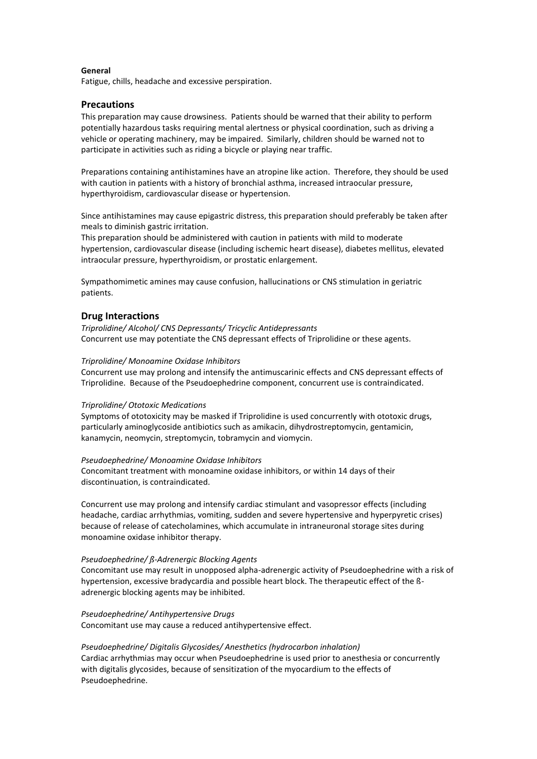**General**

Fatigue, chills, headache and excessive perspiration.

## Precautions

This preparation may cause drowsiness. Patients should be warned that their ability to perform potentially hazardous tasks requiring mental alertness or physical coordination, such as driving a vehicle or operating machinery, may be impaired. Similarly, children should be warned not to participate in activities such as riding a bicycle or playing near traffic.

Preparations containing antihistamines have an atropine like action. Therefore, they should be used with caution in patients with a history of bronchial asthma, increased intraocular pressure, hyperthyroidism, cardiovascular disease or hypertension.

Since antihistamines may cause epigastric distress, this preparation should preferably be taken after meals to diminish gastric irritation.
This preparation should be administered with caution in patients with mild to moderate hypertension, cardiovascular disease (including ischemic heart disease), diabetes mellitus, elevated intraocular pressure, hyperthyroidism, or prostatic enlargement.

Sympathomimetic amines may cause confusion, hallucinations or CNS stimulation in geriatric patients.

## Drug Interactions

*Triprolidine/ Alcohol/ CNS Depressants/ Tricyclic Antidepressants*
Concurrent use may potentiate the CNS depressant effects of Triprolidine or these agents.

*Triprolidine/ Monoamine Oxidase Inhibitors*
Concurrent use may prolong and intensify the antimuscarinic effects and CNS depressant effects of Triprolidine. Because of the Pseudoephedrine component, concurrent use is contraindicated.

*Triprolidine/ Ototoxic Medications*
Symptoms of ototoxicity may be masked if Triprolidine is used concurrently with ototoxic drugs, particularly aminoglycoside antibiotics such as amikacin, dihydrostreptomycin, gentamicin, kanamycin, neomycin, streptomycin, tobramycin and viomycin.

*Pseudoephedrine/ Monoamine Oxidase Inhibitors*
Concomitant treatment with monoamine oxidase inhibitors, or within 14 days of their discontinuation, is contraindicated.

Concurrent use may prolong and intensify cardiac stimulant and vasopressor effects (including headache, cardiac arrhythmias, vomiting, sudden and severe hypertensive and hyperpyretic crises) because of release of catecholamines, which accumulate in intraneuronal storage sites during monoamine oxidase inhibitor therapy.

*Pseudoephedrine/ ß-Adrenergic Blocking Agents*
Concomitant use may result in unopposed alpha-adrenergic activity of Pseudoephedrine with a risk of hypertension, excessive bradycardia and possible heart block. The therapeutic effect of the ß-adrenergic blocking agents may be inhibited.

*Pseudoephedrine/ Antihypertensive Drugs*
Concomitant use may cause a reduced antihypertensive effect.

*Pseudoephedrine/ Digitalis Glycosides/ Anesthetics (hydrocarbon inhalation)*
Cardiac arrhythmias may occur when Pseudoephedrine is used prior to anesthesia or concurrently with digitalis glycosides, because of sensitization of the myocardium to the effects of Pseudoephedrine.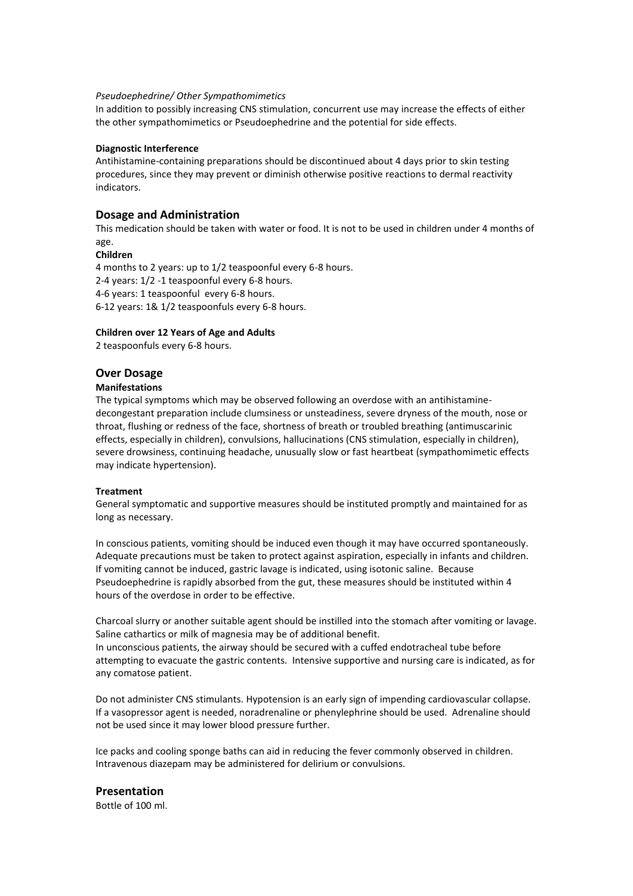*Pseudoephedrine/ Other Sympathomimetics*

In addition to possibly increasing CNS stimulation, concurrent use may increase the effects of either the other sympathomimetics or Pseudoephedrine and the potential for side effects.

**Diagnostic Interference**

Antihistamine-containing preparations should be discontinued about 4 days prior to skin testing procedures, since they may prevent or diminish otherwise positive reactions to dermal reactivity indicators.

## Dosage and Administration

This medication should be taken with water or food. It is not to be used in children under 4 months of age.

**Children**

4 months to 2 years: up to 1/2 teaspoonful every 6-8 hours.
2-4 years: 1/2 -1 teaspoonful every 6-8 hours.
4-6 years: 1 teaspoonful every 6-8 hours.
6-12 years: 1& 1/2 teaspoonfuls every 6-8 hours.

**Children over 12 Years of Age and Adults**

2 teaspoonfuls every 6-8 hours.

## Over Dosage

**Manifestations**

The typical symptoms which may be observed following an overdose with an antihistamine-decongestant preparation include clumsiness or unsteadiness, severe dryness of the mouth, nose or throat, flushing or redness of the face, shortness of breath or troubled breathing (antimuscarinic effects, especially in children), convulsions, hallucinations (CNS stimulation, especially in children), severe drowsiness, continuing headache, unusually slow or fast heartbeat (sympathomimetic effects may indicate hypertension).

**Treatment**

General symptomatic and supportive measures should be instituted promptly and maintained for as long as necessary.

In conscious patients, vomiting should be induced even though it may have occurred spontaneously. Adequate precautions must be taken to protect against aspiration, especially in infants and children. If vomiting cannot be induced, gastric lavage is indicated, using isotonic saline. Because Pseudoephedrine is rapidly absorbed from the gut, these measures should be instituted within 4 hours of the overdose in order to be effective.

Charcoal slurry or another suitable agent should be instilled into the stomach after vomiting or lavage. Saline cathartics or milk of magnesia may be of additional benefit.
In unconscious patients, the airway should be secured with a cuffed endotracheal tube before attempting to evacuate the gastric contents. Intensive supportive and nursing care is indicated, as for any comatose patient.

Do not administer CNS stimulants. Hypotension is an early sign of impending cardiovascular collapse. If a vasopressor agent is needed, noradrenaline or phenylephrine should be used. Adrenaline should not be used since it may lower blood pressure further.

Ice packs and cooling sponge baths can aid in reducing the fever commonly observed in children. Intravenous diazepam may be administered for delirium or convulsions.

## Presentation

Bottle of 100 ml.